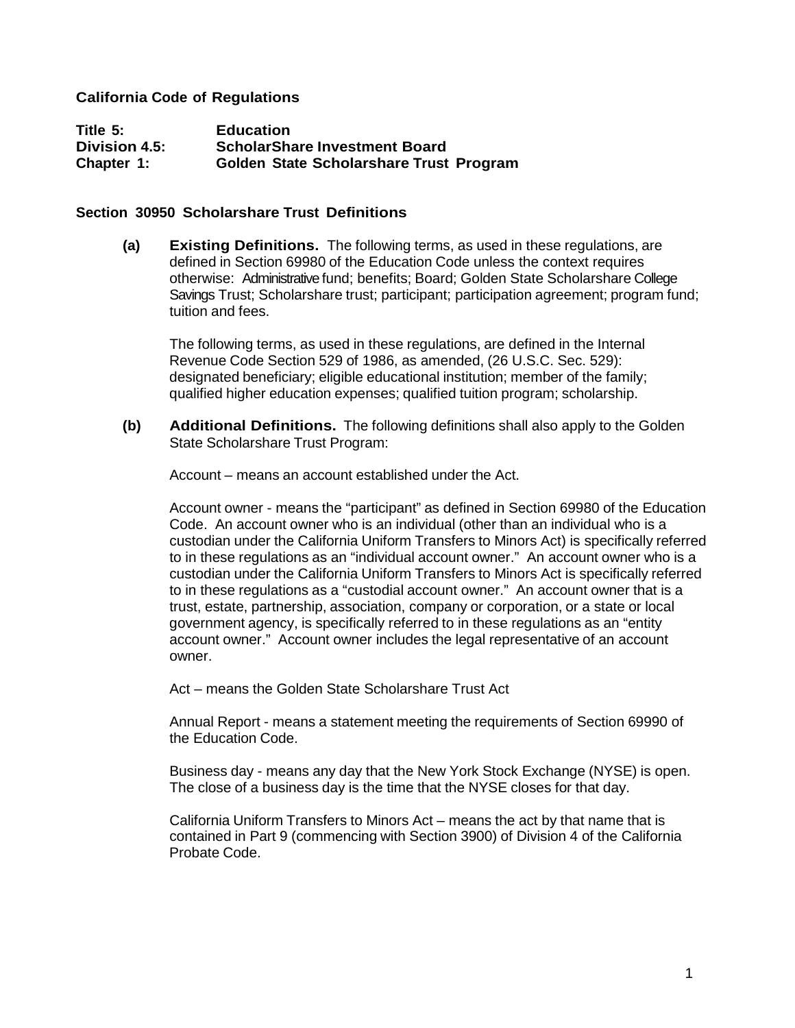**California Code of Regulations**

**Title 5:** **Education**
**Division 4.5:** **ScholarShare Investment Board**
**Chapter 1:** **Golden State Scholarshare Trust Program**

### Section 30950 Scholarshare Trust Definitions

**(a) Existing Definitions.** The following terms, as used in these regulations, are defined in Section 69980 of the Education Code unless the context requires otherwise: Administrative fund; benefits; Board; Golden State Scholarshare College Savings Trust; Scholarshare trust; participant; participation agreement; program fund; tuition and fees.

The following terms, as used in these regulations, are defined in the Internal Revenue Code Section 529 of 1986, as amended, (26 U.S.C. Sec. 529): designated beneficiary; eligible educational institution; member of the family; qualified higher education expenses; qualified tuition program; scholarship.

**(b) Additional Definitions.** The following definitions shall also apply to the Golden State Scholarshare Trust Program:

Account – means an account established under the Act.

Account owner - means the "participant" as defined in Section 69980 of the Education Code. An account owner who is an individual (other than an individual who is a custodian under the California Uniform Transfers to Minors Act) is specifically referred to in these regulations as an "individual account owner." An account owner who is a custodian under the California Uniform Transfers to Minors Act is specifically referred to in these regulations as a "custodial account owner." An account owner that is a trust, estate, partnership, association, company or corporation, or a state or local government agency, is specifically referred to in these regulations as an "entity account owner." Account owner includes the legal representative of an account owner.

Act – means the Golden State Scholarshare Trust Act

Annual Report - means a statement meeting the requirements of Section 69990 of the Education Code.

Business day - means any day that the New York Stock Exchange (NYSE) is open. The close of a business day is the time that the NYSE closes for that day.

California Uniform Transfers to Minors Act – means the act by that name that is contained in Part 9 (commencing with Section 3900) of Division 4 of the California Probate Code.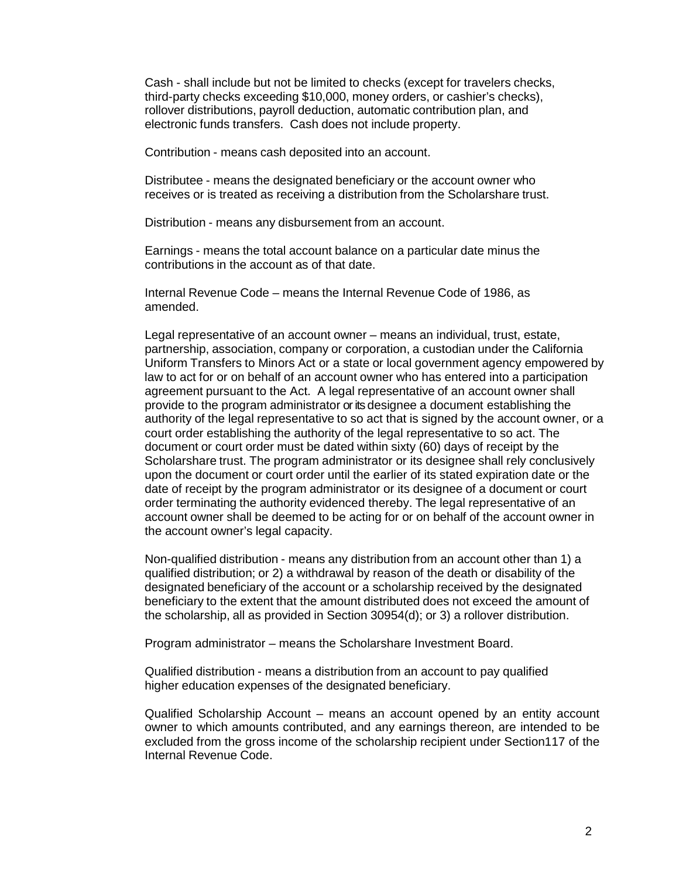Cash - shall include but not be limited to checks (except for travelers checks, third-party checks exceeding $10,000, money orders, or cashier's checks), rollover distributions, payroll deduction, automatic contribution plan, and electronic funds transfers. Cash does not include property.

Contribution - means cash deposited into an account.

Distributee - means the designated beneficiary or the account owner who receives or is treated as receiving a distribution from the Scholarshare trust.

Distribution - means any disbursement from an account.

Earnings - means the total account balance on a particular date minus the contributions in the account as of that date.

Internal Revenue Code – means the Internal Revenue Code of 1986, as amended.

Legal representative of an account owner – means an individual, trust, estate, partnership, association, company or corporation, a custodian under the California Uniform Transfers to Minors Act or a state or local government agency empowered by law to act for or on behalf of an account owner who has entered into a participation agreement pursuant to the Act. A legal representative of an account owner shall provide to the program administrator or its designee a document establishing the authority of the legal representative to so act that is signed by the account owner, or a court order establishing the authority of the legal representative to so act. The document or court order must be dated within sixty (60) days of receipt by the Scholarshare trust. The program administrator or its designee shall rely conclusively upon the document or court order until the earlier of its stated expiration date or the date of receipt by the program administrator or its designee of a document or court order terminating the authority evidenced thereby. The legal representative of an account owner shall be deemed to be acting for or on behalf of the account owner in the account owner's legal capacity.

Non-qualified distribution - means any distribution from an account other than 1) a qualified distribution; or 2) a withdrawal by reason of the death or disability of the designated beneficiary of the account or a scholarship received by the designated beneficiary to the extent that the amount distributed does not exceed the amount of the scholarship, all as provided in Section 30954(d); or 3) a rollover distribution.

Program administrator – means the Scholarshare Investment Board.

Qualified distribution - means a distribution from an account to pay qualified higher education expenses of the designated beneficiary.

Qualified Scholarship Account – means an account opened by an entity account owner to which amounts contributed, and any earnings thereon, are intended to be excluded from the gross income of the scholarship recipient under Section117 of the Internal Revenue Code.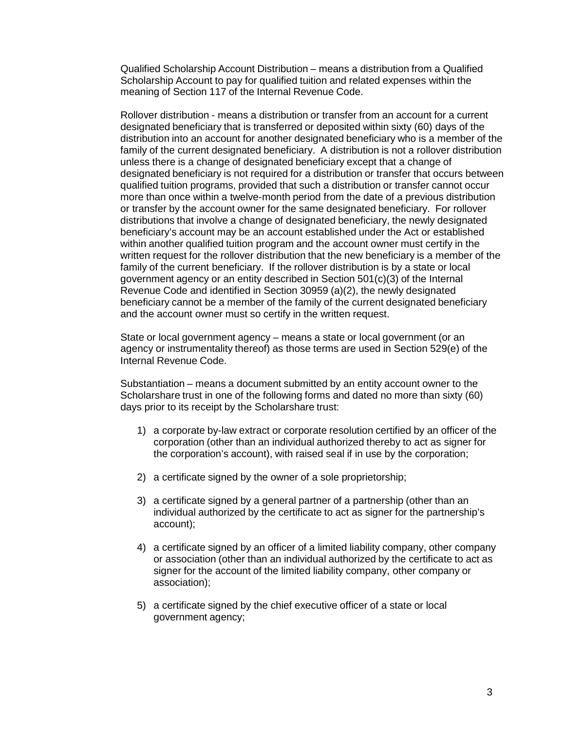Qualified Scholarship Account Distribution – means a distribution from a Qualified Scholarship Account to pay for qualified tuition and related expenses within the meaning of Section 117 of the Internal Revenue Code.

Rollover distribution - means a distribution or transfer from an account for a current designated beneficiary that is transferred or deposited within sixty (60) days of the distribution into an account for another designated beneficiary who is a member of the family of the current designated beneficiary. A distribution is not a rollover distribution unless there is a change of designated beneficiary except that a change of designated beneficiary is not required for a distribution or transfer that occurs between qualified tuition programs, provided that such a distribution or transfer cannot occur more than once within a twelve-month period from the date of a previous distribution or transfer by the account owner for the same designated beneficiary. For rollover distributions that involve a change of designated beneficiary, the newly designated beneficiary's account may be an account established under the Act or established within another qualified tuition program and the account owner must certify in the written request for the rollover distribution that the new beneficiary is a member of the family of the current beneficiary. If the rollover distribution is by a state or local government agency or an entity described in Section 501(c)(3) of the Internal Revenue Code and identified in Section 30959 (a)(2), the newly designated beneficiary cannot be a member of the family of the current designated beneficiary and the account owner must so certify in the written request.

State or local government agency – means a state or local government (or an agency or instrumentality thereof) as those terms are used in Section 529(e) of the Internal Revenue Code.

Substantiation – means a document submitted by an entity account owner to the Scholarshare trust in one of the following forms and dated no more than sixty (60) days prior to its receipt by the Scholarshare trust:

1) a corporate by-law extract or corporate resolution certified by an officer of the corporation (other than an individual authorized thereby to act as signer for the corporation's account), with raised seal if in use by the corporation;

2) a certificate signed by the owner of a sole proprietorship;

3) a certificate signed by a general partner of a partnership (other than an individual authorized by the certificate to act as signer for the partnership's account);

4) a certificate signed by an officer of a limited liability company, other company or association (other than an individual authorized by the certificate to act as signer for the account of the limited liability company, other company or association);

5) a certificate signed by the chief executive officer of a state or local government agency;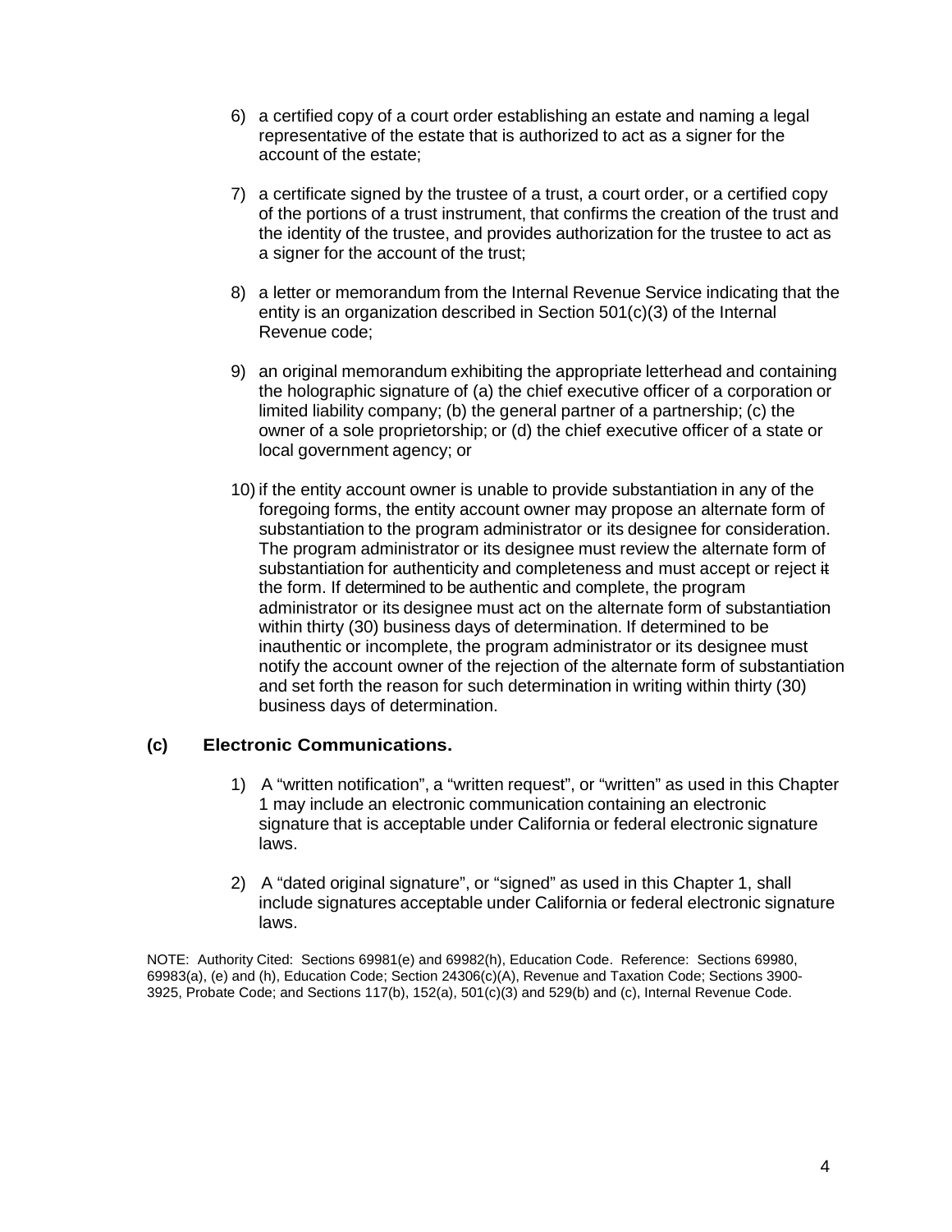6) a certified copy of a court order establishing an estate and naming a legal representative of the estate that is authorized to act as a signer for the account of the estate;

7) a certificate signed by the trustee of a trust, a court order, or a certified copy of the portions of a trust instrument, that confirms the creation of the trust and the identity of the trustee, and provides authorization for the trustee to act as a signer for the account of the trust;

8) a letter or memorandum from the Internal Revenue Service indicating that the entity is an organization described in Section 501(c)(3) of the Internal Revenue code;

9) an original memorandum exhibiting the appropriate letterhead and containing the holographic signature of (a) the chief executive officer of a corporation or limited liability company; (b) the general partner of a partnership; (c) the owner of a sole proprietorship; or (d) the chief executive officer of a state or local government agency; or

10) if the entity account owner is unable to provide substantiation in any of the foregoing forms, the entity account owner may propose an alternate form of substantiation to the program administrator or its designee for consideration. The program administrator or its designee must review the alternate form of substantiation for authenticity and completeness and must accept or reject ~~it~~ the form. If determined to be authentic and complete, the program administrator or its designee must act on the alternate form of substantiation within thirty (30) business days of determination. If determined to be inauthentic or incomplete, the program administrator or its designee must notify the account owner of the rejection of the alternate form of substantiation and set forth the reason for such determination in writing within thirty (30) business days of determination.

**(c) Electronic Communications.**

1) A "written notification", a "written request", or "written" as used in this Chapter 1 may include an electronic communication containing an electronic signature that is acceptable under California or federal electronic signature laws.

2) A "dated original signature", or "signed" as used in this Chapter 1, shall include signatures acceptable under California or federal electronic signature laws.

NOTE: Authority Cited: Sections 69981(e) and 69982(h), Education Code. Reference: Sections 69980, 69983(a), (e) and (h), Education Code; Section 24306(c)(A), Revenue and Taxation Code; Sections 3900-3925, Probate Code; and Sections 117(b), 152(a), 501(c)(3) and 529(b) and (c), Internal Revenue Code.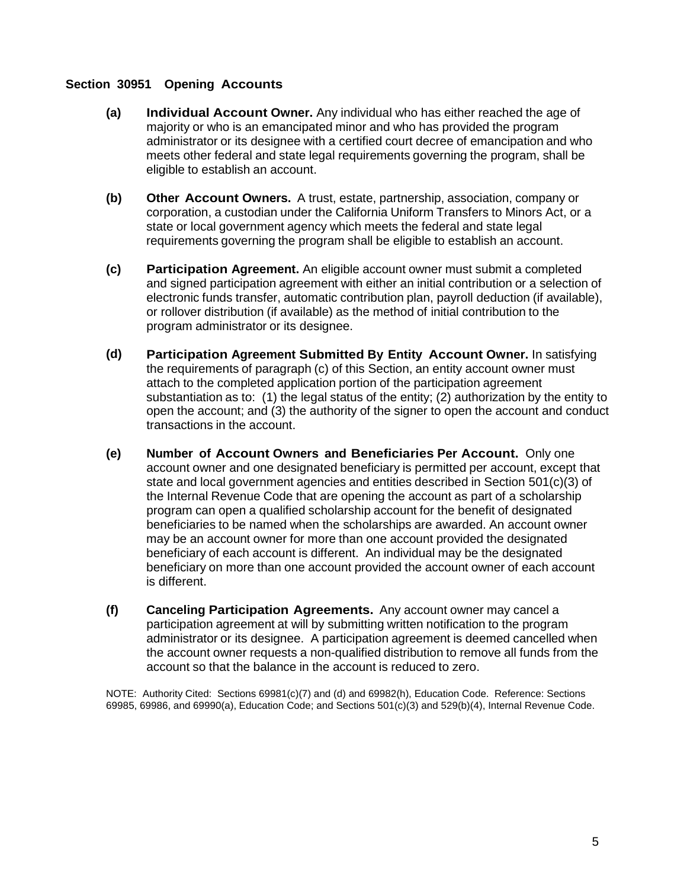## Section 30951 Opening Accounts

**(a) Individual Account Owner.** Any individual who has either reached the age of majority or who is an emancipated minor and who has provided the program administrator or its designee with a certified court decree of emancipation and who meets other federal and state legal requirements governing the program, shall be eligible to establish an account.

**(b) Other Account Owners.** A trust, estate, partnership, association, company or corporation, a custodian under the California Uniform Transfers to Minors Act, or a state or local government agency which meets the federal and state legal requirements governing the program shall be eligible to establish an account.

**(c) Participation Agreement.** An eligible account owner must submit a completed and signed participation agreement with either an initial contribution or a selection of electronic funds transfer, automatic contribution plan, payroll deduction (if available), or rollover distribution (if available) as the method of initial contribution to the program administrator or its designee.

**(d) Participation Agreement Submitted By Entity Account Owner.** In satisfying the requirements of paragraph (c) of this Section, an entity account owner must attach to the completed application portion of the participation agreement substantiation as to: (1) the legal status of the entity; (2) authorization by the entity to open the account; and (3) the authority of the signer to open the account and conduct transactions in the account.

**(e) Number of Account Owners and Beneficiaries Per Account.** Only one account owner and one designated beneficiary is permitted per account, except that state and local government agencies and entities described in Section 501(c)(3) of the Internal Revenue Code that are opening the account as part of a scholarship program can open a qualified scholarship account for the benefit of designated beneficiaries to be named when the scholarships are awarded. An account owner may be an account owner for more than one account provided the designated beneficiary of each account is different. An individual may be the designated beneficiary on more than one account provided the account owner of each account is different.

**(f) Canceling Participation Agreements.** Any account owner may cancel a participation agreement at will by submitting written notification to the program administrator or its designee. A participation agreement is deemed cancelled when the account owner requests a non-qualified distribution to remove all funds from the account so that the balance in the account is reduced to zero.

NOTE: Authority Cited: Sections 69981(c)(7) and (d) and 69982(h), Education Code. Reference: Sections 69985, 69986, and 69990(a), Education Code; and Sections 501(c)(3) and 529(b)(4), Internal Revenue Code.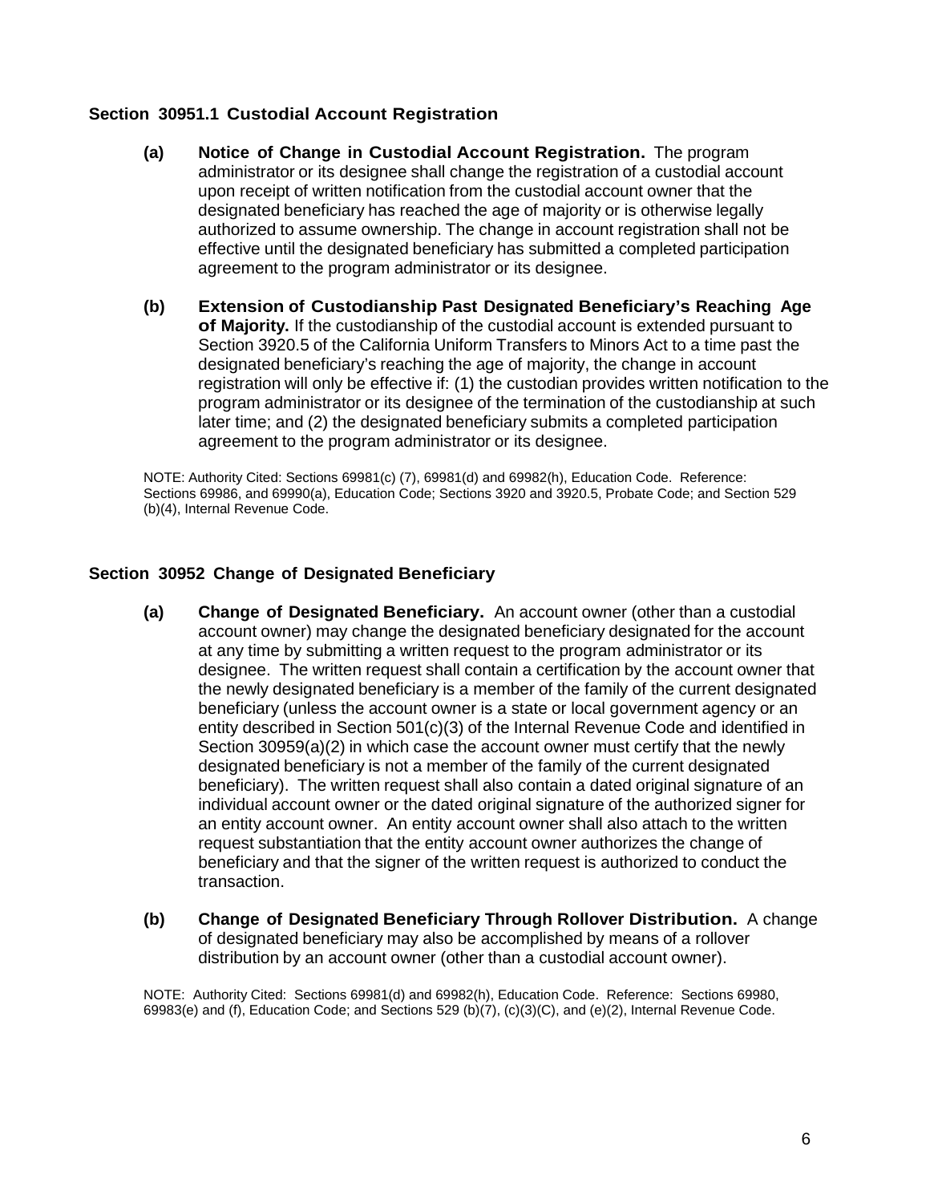### Section 30951.1 Custodial Account Registration

**(a) Notice of Change in Custodial Account Registration.** The program administrator or its designee shall change the registration of a custodial account upon receipt of written notification from the custodial account owner that the designated beneficiary has reached the age of majority or is otherwise legally authorized to assume ownership. The change in account registration shall not be effective until the designated beneficiary has submitted a completed participation agreement to the program administrator or its designee.

**(b) Extension of Custodianship Past Designated Beneficiary's Reaching Age of Majority.** If the custodianship of the custodial account is extended pursuant to Section 3920.5 of the California Uniform Transfers to Minors Act to a time past the designated beneficiary's reaching the age of majority, the change in account registration will only be effective if: (1) the custodian provides written notification to the program administrator or its designee of the termination of the custodianship at such later time; and (2) the designated beneficiary submits a completed participation agreement to the program administrator or its designee.

NOTE: Authority Cited: Sections 69981(c) (7), 69981(d) and 69982(h), Education Code. Reference: Sections 69986, and 69990(a), Education Code; Sections 3920 and 3920.5, Probate Code; and Section 529 (b)(4), Internal Revenue Code.

### Section 30952 Change of Designated Beneficiary

**(a) Change of Designated Beneficiary.** An account owner (other than a custodial account owner) may change the designated beneficiary designated for the account at any time by submitting a written request to the program administrator or its designee. The written request shall contain a certification by the account owner that the newly designated beneficiary is a member of the family of the current designated beneficiary (unless the account owner is a state or local government agency or an entity described in Section 501(c)(3) of the Internal Revenue Code and identified in Section 30959(a)(2) in which case the account owner must certify that the newly designated beneficiary is not a member of the family of the current designated beneficiary). The written request shall also contain a dated original signature of an individual account owner or the dated original signature of the authorized signer for an entity account owner. An entity account owner shall also attach to the written request substantiation that the entity account owner authorizes the change of beneficiary and that the signer of the written request is authorized to conduct the transaction.

**(b) Change of Designated Beneficiary Through Rollover Distribution.** A change of designated beneficiary may also be accomplished by means of a rollover distribution by an account owner (other than a custodial account owner).

NOTE: Authority Cited: Sections 69981(d) and 69982(h), Education Code. Reference: Sections 69980, 69983(e) and (f), Education Code; and Sections 529 (b)(7), (c)(3)(C), and (e)(2), Internal Revenue Code.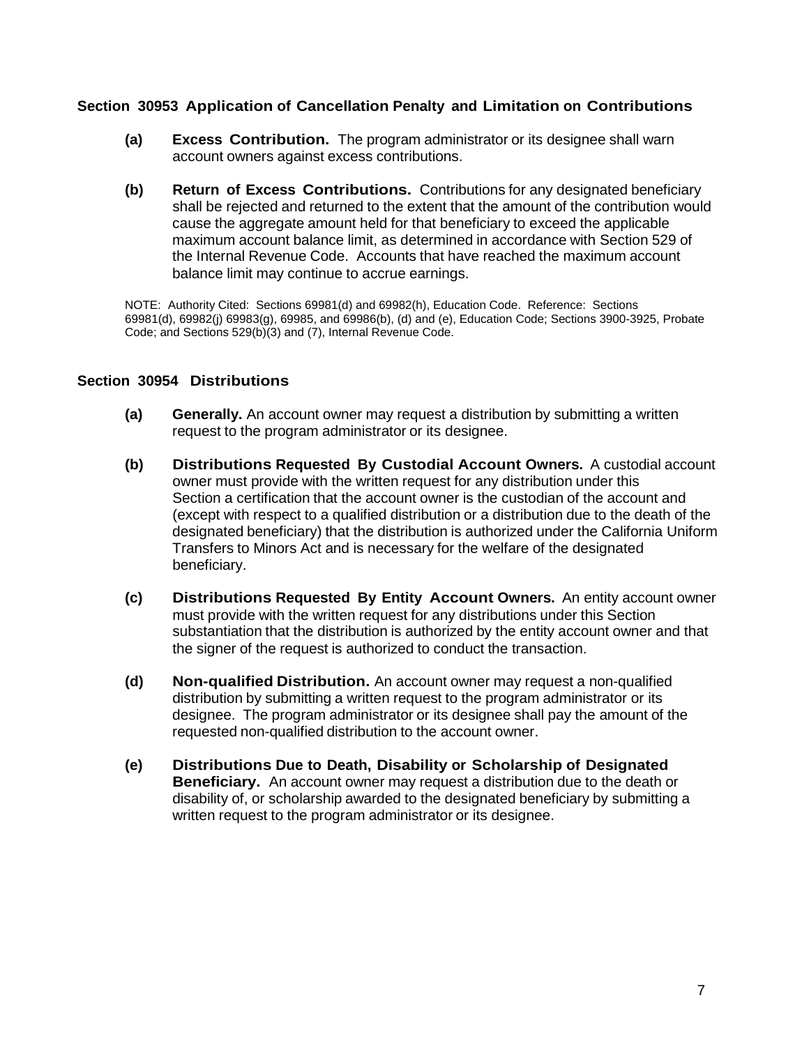### Section 30953 Application of Cancellation Penalty and Limitation on Contributions

**(a) Excess Contribution.** The program administrator or its designee shall warn account owners against excess contributions.

**(b) Return of Excess Contributions.** Contributions for any designated beneficiary shall be rejected and returned to the extent that the amount of the contribution would cause the aggregate amount held for that beneficiary to exceed the applicable maximum account balance limit, as determined in accordance with Section 529 of the Internal Revenue Code. Accounts that have reached the maximum account balance limit may continue to accrue earnings.

NOTE: Authority Cited: Sections 69981(d) and 69982(h), Education Code. Reference: Sections 69981(d), 69982(j) 69983(g), 69985, and 69986(b), (d) and (e), Education Code; Sections 3900-3925, Probate Code; and Sections 529(b)(3) and (7), Internal Revenue Code.

### Section 30954 Distributions

**(a) Generally.** An account owner may request a distribution by submitting a written request to the program administrator or its designee.

**(b) Distributions Requested By Custodial Account Owners.** A custodial account owner must provide with the written request for any distribution under this Section a certification that the account owner is the custodian of the account and (except with respect to a qualified distribution or a distribution due to the death of the designated beneficiary) that the distribution is authorized under the California Uniform Transfers to Minors Act and is necessary for the welfare of the designated beneficiary.

**(c) Distributions Requested By Entity Account Owners.** An entity account owner must provide with the written request for any distributions under this Section substantiation that the distribution is authorized by the entity account owner and that the signer of the request is authorized to conduct the transaction.

**(d) Non-qualified Distribution.** An account owner may request a non-qualified distribution by submitting a written request to the program administrator or its designee. The program administrator or its designee shall pay the amount of the requested non-qualified distribution to the account owner.

**(e) Distributions Due to Death, Disability or Scholarship of Designated Beneficiary.** An account owner may request a distribution due to the death or disability of, or scholarship awarded to the designated beneficiary by submitting a written request to the program administrator or its designee.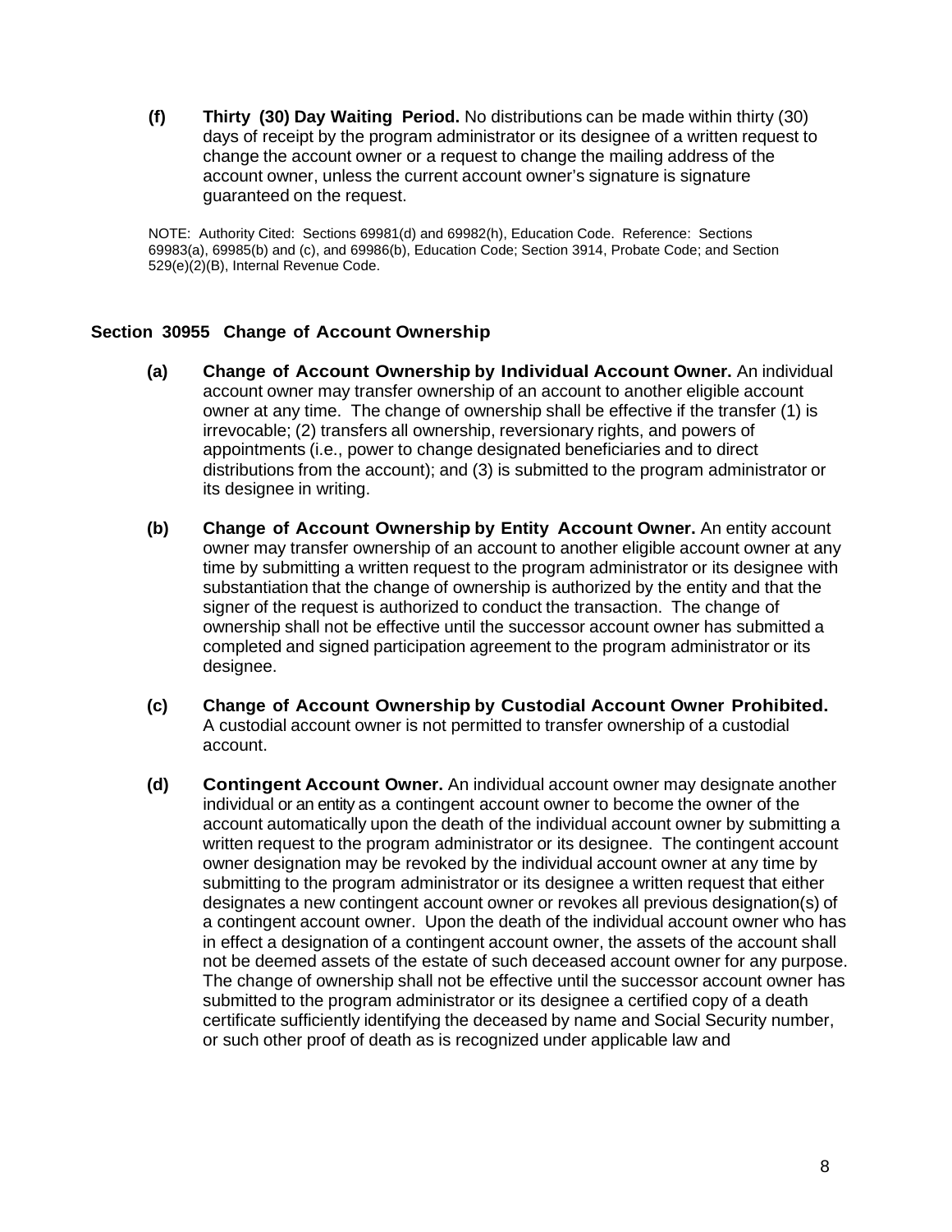**(f) Thirty (30) Day Waiting Period.** No distributions can be made within thirty (30) days of receipt by the program administrator or its designee of a written request to change the account owner or a request to change the mailing address of the account owner, unless the current account owner's signature is signature guaranteed on the request.

NOTE: Authority Cited: Sections 69981(d) and 69982(h), Education Code. Reference: Sections 69983(a), 69985(b) and (c), and 69986(b), Education Code; Section 3914, Probate Code; and Section 529(e)(2)(B), Internal Revenue Code.

### Section 30955 Change of Account Ownership

**(a) Change of Account Ownership by Individual Account Owner.** An individual account owner may transfer ownership of an account to another eligible account owner at any time. The change of ownership shall be effective if the transfer (1) is irrevocable; (2) transfers all ownership, reversionary rights, and powers of appointments (i.e., power to change designated beneficiaries and to direct distributions from the account); and (3) is submitted to the program administrator or its designee in writing.

**(b) Change of Account Ownership by Entity Account Owner.** An entity account owner may transfer ownership of an account to another eligible account owner at any time by submitting a written request to the program administrator or its designee with substantiation that the change of ownership is authorized by the entity and that the signer of the request is authorized to conduct the transaction. The change of ownership shall not be effective until the successor account owner has submitted a completed and signed participation agreement to the program administrator or its designee.

**(c) Change of Account Ownership by Custodial Account Owner Prohibited.** A custodial account owner is not permitted to transfer ownership of a custodial account.

**(d) Contingent Account Owner.** An individual account owner may designate another individual or an entity as a contingent account owner to become the owner of the account automatically upon the death of the individual account owner by submitting a written request to the program administrator or its designee. The contingent account owner designation may be revoked by the individual account owner at any time by submitting to the program administrator or its designee a written request that either designates a new contingent account owner or revokes all previous designation(s) of a contingent account owner. Upon the death of the individual account owner who has in effect a designation of a contingent account owner, the assets of the account shall not be deemed assets of the estate of such deceased account owner for any purpose. The change of ownership shall not be effective until the successor account owner has submitted to the program administrator or its designee a certified copy of a death certificate sufficiently identifying the deceased by name and Social Security number, or such other proof of death as is recognized under applicable law and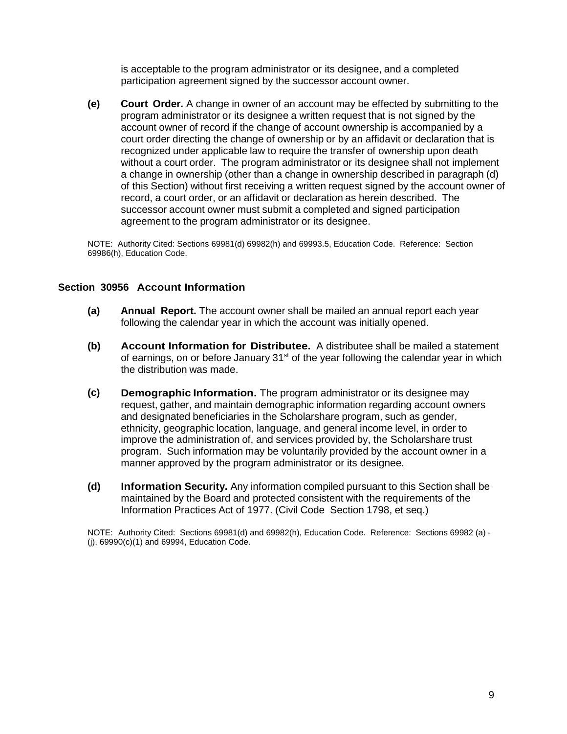is acceptable to the program administrator or its designee, and a completed participation agreement signed by the successor account owner.

**(e)** **Court Order.** A change in owner of an account may be effected by submitting to the program administrator or its designee a written request that is not signed by the account owner of record if the change of account ownership is accompanied by a court order directing the change of ownership or by an affidavit or declaration that is recognized under applicable law to require the transfer of ownership upon death without a court order. The program administrator or its designee shall not implement a change in ownership (other than a change in ownership described in paragraph (d) of this Section) without first receiving a written request signed by the account owner of record, a court order, or an affidavit or declaration as herein described. The successor account owner must submit a completed and signed participation agreement to the program administrator or its designee.

NOTE: Authority Cited: Sections 69981(d) 69982(h) and 69993.5, Education Code. Reference: Section 69986(h), Education Code.

## Section 30956 Account Information

**(a)** **Annual Report.** The account owner shall be mailed an annual report each year following the calendar year in which the account was initially opened.

**(b)** **Account Information for Distributee.** A distributee shall be mailed a statement of earnings, on or before January 31st of the year following the calendar year in which the distribution was made.

**(c)** **Demographic Information.** The program administrator or its designee may request, gather, and maintain demographic information regarding account owners and designated beneficiaries in the Scholarshare program, such as gender, ethnicity, geographic location, language, and general income level, in order to improve the administration of, and services provided by, the Scholarshare trust program. Such information may be voluntarily provided by the account owner in a manner approved by the program administrator or its designee.

**(d)** **Information Security.** Any information compiled pursuant to this Section shall be maintained by the Board and protected consistent with the requirements of the Information Practices Act of 1977. (Civil Code Section 1798, et seq.)

NOTE: Authority Cited: Sections 69981(d) and 69982(h), Education Code. Reference: Sections 69982 (a) - (j), 69990(c)(1) and 69994, Education Code.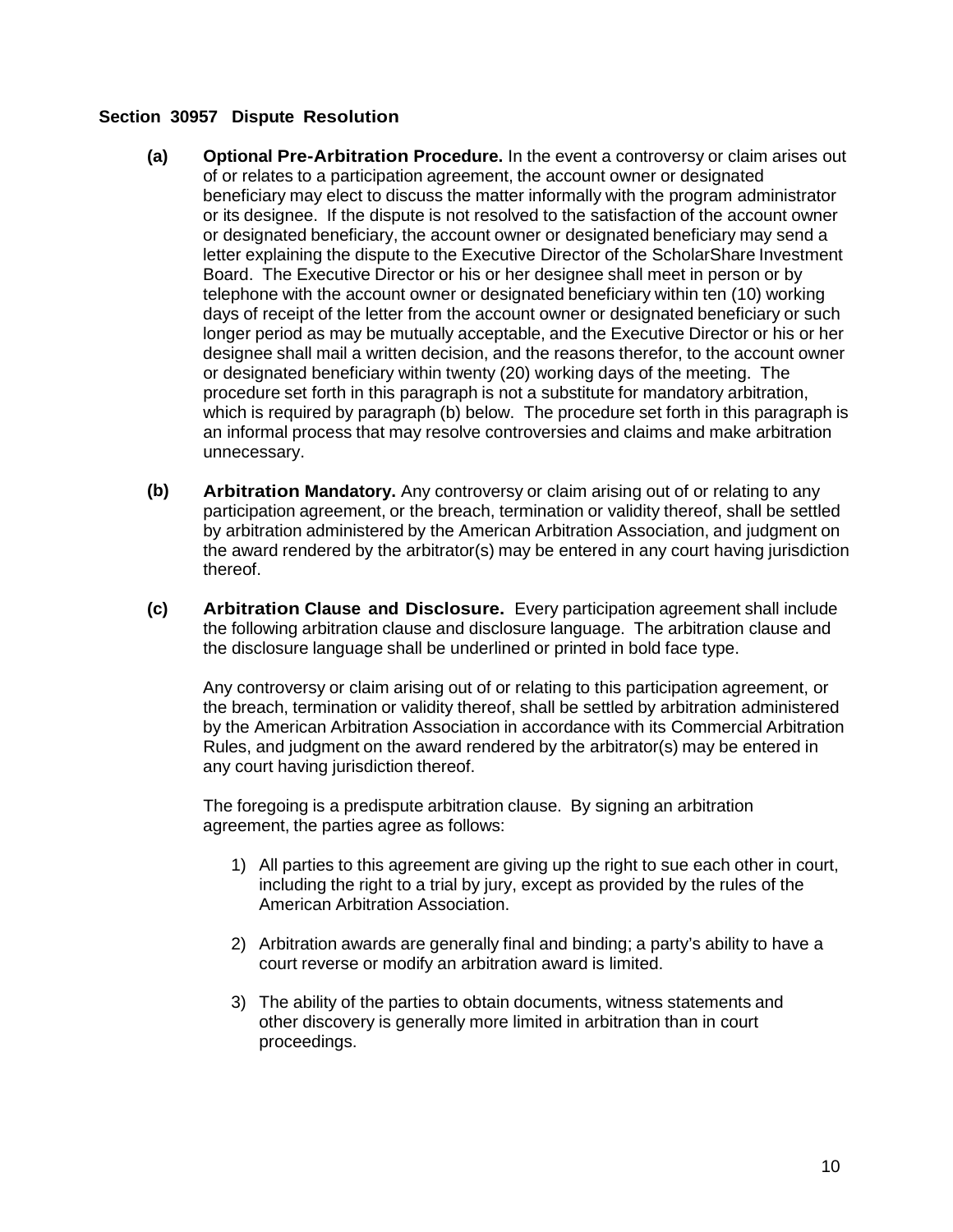## Section 30957 Dispute Resolution

**(a) Optional Pre-Arbitration Procedure.** In the event a controversy or claim arises out of or relates to a participation agreement, the account owner or designated beneficiary may elect to discuss the matter informally with the program administrator or its designee. If the dispute is not resolved to the satisfaction of the account owner or designated beneficiary, the account owner or designated beneficiary may send a letter explaining the dispute to the Executive Director of the ScholarShare Investment Board. The Executive Director or his or her designee shall meet in person or by telephone with the account owner or designated beneficiary within ten (10) working days of receipt of the letter from the account owner or designated beneficiary or such longer period as may be mutually acceptable, and the Executive Director or his or her designee shall mail a written decision, and the reasons therefor, to the account owner or designated beneficiary within twenty (20) working days of the meeting. The procedure set forth in this paragraph is not a substitute for mandatory arbitration, which is required by paragraph (b) below. The procedure set forth in this paragraph is an informal process that may resolve controversies and claims and make arbitration unnecessary.

**(b) Arbitration Mandatory.** Any controversy or claim arising out of or relating to any participation agreement, or the breach, termination or validity thereof, shall be settled by arbitration administered by the American Arbitration Association, and judgment on the award rendered by the arbitrator(s) may be entered in any court having jurisdiction thereof.

**(c) Arbitration Clause and Disclosure.** Every participation agreement shall include the following arbitration clause and disclosure language. The arbitration clause and the disclosure language shall be underlined or printed in bold face type.

Any controversy or claim arising out of or relating to this participation agreement, or the breach, termination or validity thereof, shall be settled by arbitration administered by the American Arbitration Association in accordance with its Commercial Arbitration Rules, and judgment on the award rendered by the arbitrator(s) may be entered in any court having jurisdiction thereof.

The foregoing is a predispute arbitration clause. By signing an arbitration agreement, the parties agree as follows:

1) All parties to this agreement are giving up the right to sue each other in court, including the right to a trial by jury, except as provided by the rules of the American Arbitration Association.

2) Arbitration awards are generally final and binding; a party's ability to have a court reverse or modify an arbitration award is limited.

3) The ability of the parties to obtain documents, witness statements and other discovery is generally more limited in arbitration than in court proceedings.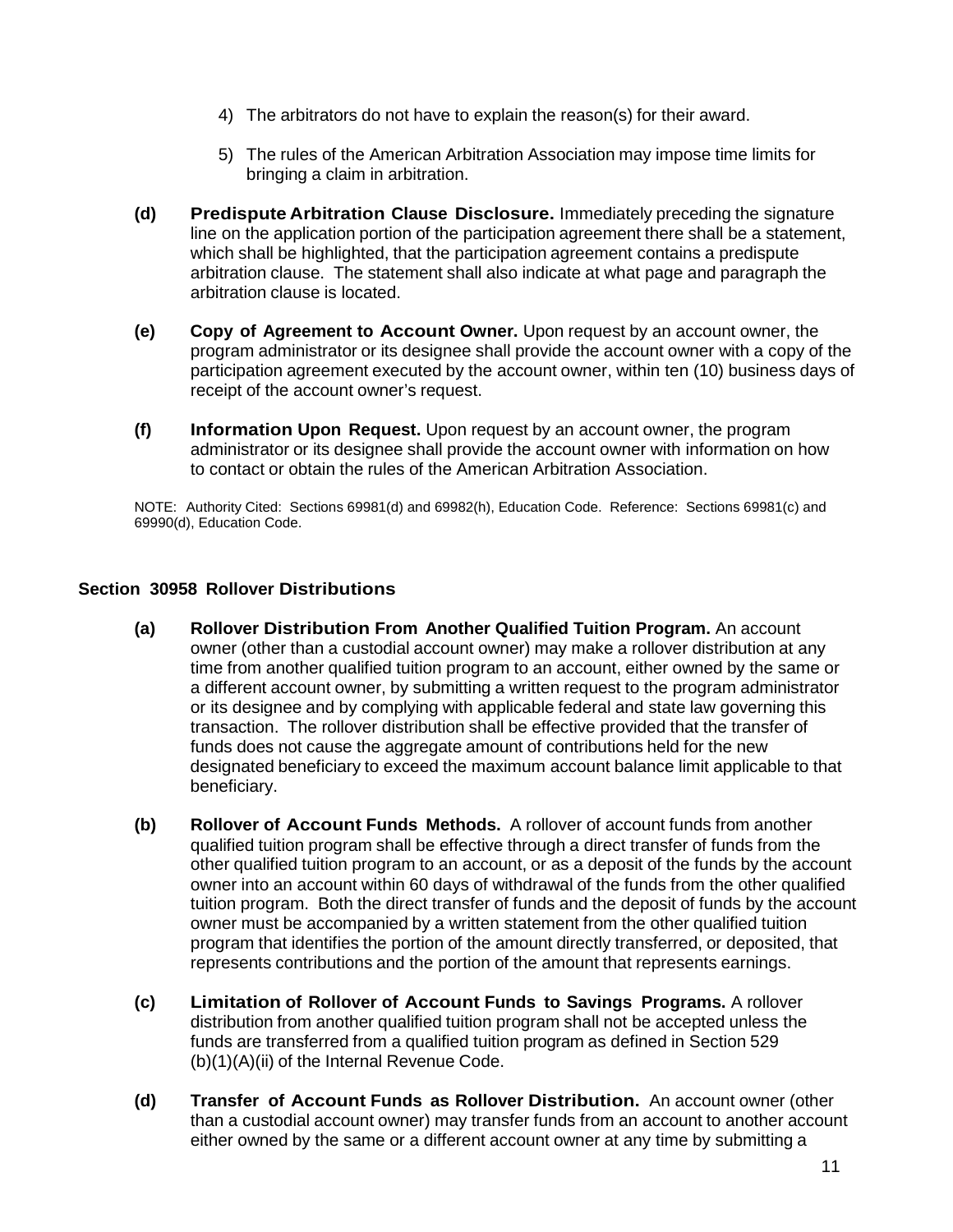4) The arbitrators do not have to explain the reason(s) for their award.

5) The rules of the American Arbitration Association may impose time limits for bringing a claim in arbitration.

**(d) Predispute Arbitration Clause Disclosure.** Immediately preceding the signature line on the application portion of the participation agreement there shall be a statement, which shall be highlighted, that the participation agreement contains a predispute arbitration clause. The statement shall also indicate at what page and paragraph the arbitration clause is located.

**(e) Copy of Agreement to Account Owner.** Upon request by an account owner, the program administrator or its designee shall provide the account owner with a copy of the participation agreement executed by the account owner, within ten (10) business days of receipt of the account owner's request.

**(f) Information Upon Request.** Upon request by an account owner, the program administrator or its designee shall provide the account owner with information on how to contact or obtain the rules of the American Arbitration Association.

NOTE: Authority Cited: Sections 69981(d) and 69982(h), Education Code. Reference: Sections 69981(c) and 69990(d), Education Code.

### Section 30958 Rollover Distributions

**(a) Rollover Distribution From Another Qualified Tuition Program.** An account owner (other than a custodial account owner) may make a rollover distribution at any time from another qualified tuition program to an account, either owned by the same or a different account owner, by submitting a written request to the program administrator or its designee and by complying with applicable federal and state law governing this transaction. The rollover distribution shall be effective provided that the transfer of funds does not cause the aggregate amount of contributions held for the new designated beneficiary to exceed the maximum account balance limit applicable to that beneficiary.

**(b) Rollover of Account Funds Methods.** A rollover of account funds from another qualified tuition program shall be effective through a direct transfer of funds from the other qualified tuition program to an account, or as a deposit of the funds by the account owner into an account within 60 days of withdrawal of the funds from the other qualified tuition program. Both the direct transfer of funds and the deposit of funds by the account owner must be accompanied by a written statement from the other qualified tuition program that identifies the portion of the amount directly transferred, or deposited, that represents contributions and the portion of the amount that represents earnings.

**(c) Limitation of Rollover of Account Funds to Savings Programs.** A rollover distribution from another qualified tuition program shall not be accepted unless the funds are transferred from a qualified tuition program as defined in Section 529 (b)(1)(A)(ii) of the Internal Revenue Code.

**(d) Transfer of Account Funds as Rollover Distribution.** An account owner (other than a custodial account owner) may transfer funds from an account to another account either owned by the same or a different account owner at any time by submitting a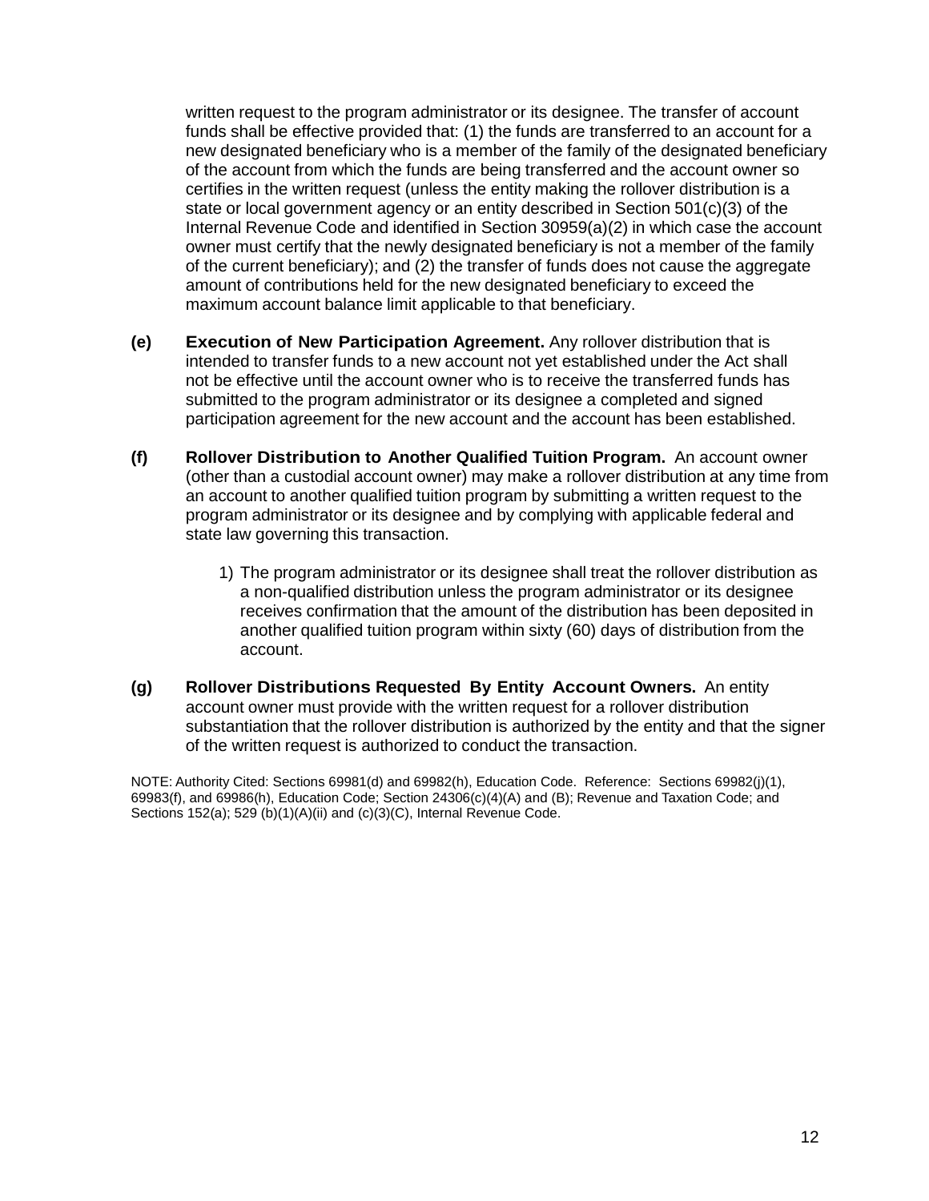written request to the program administrator or its designee. The transfer of account funds shall be effective provided that: (1) the funds are transferred to an account for a new designated beneficiary who is a member of the family of the designated beneficiary of the account from which the funds are being transferred and the account owner so certifies in the written request (unless the entity making the rollover distribution is a state or local government agency or an entity described in Section 501(c)(3) of the Internal Revenue Code and identified in Section 30959(a)(2) in which case the account owner must certify that the newly designated beneficiary is not a member of the family of the current beneficiary); and (2) the transfer of funds does not cause the aggregate amount of contributions held for the new designated beneficiary to exceed the maximum account balance limit applicable to that beneficiary.

**(e) Execution of New Participation Agreement.** Any rollover distribution that is intended to transfer funds to a new account not yet established under the Act shall not be effective until the account owner who is to receive the transferred funds has submitted to the program administrator or its designee a completed and signed participation agreement for the new account and the account has been established.

**(f) Rollover Distribution to Another Qualified Tuition Program.** An account owner (other than a custodial account owner) may make a rollover distribution at any time from an account to another qualified tuition program by submitting a written request to the program administrator or its designee and by complying with applicable federal and state law governing this transaction.

1) The program administrator or its designee shall treat the rollover distribution as a non-qualified distribution unless the program administrator or its designee receives confirmation that the amount of the distribution has been deposited in another qualified tuition program within sixty (60) days of distribution from the account.

**(g) Rollover Distributions Requested By Entity Account Owners.** An entity account owner must provide with the written request for a rollover distribution substantiation that the rollover distribution is authorized by the entity and that the signer of the written request is authorized to conduct the transaction.

NOTE: Authority Cited: Sections 69981(d) and 69982(h), Education Code. Reference: Sections 69982(j)(1), 69983(f), and 69986(h), Education Code; Section 24306(c)(4)(A) and (B); Revenue and Taxation Code; and Sections 152(a); 529 (b)(1)(A)(ii) and (c)(3)(C), Internal Revenue Code.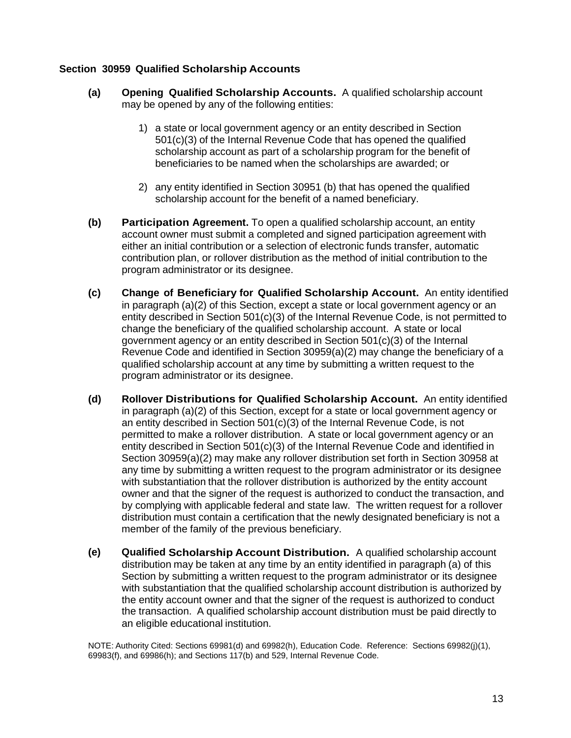### Section 30959 Qualified Scholarship Accounts

**(a) Opening Qualified Scholarship Accounts.** A qualified scholarship account may be opened by any of the following entities:

1) a state or local government agency or an entity described in Section 501(c)(3) of the Internal Revenue Code that has opened the qualified scholarship account as part of a scholarship program for the benefit of beneficiaries to be named when the scholarships are awarded; or

2) any entity identified in Section 30951 (b) that has opened the qualified scholarship account for the benefit of a named beneficiary.

**(b) Participation Agreement.** To open a qualified scholarship account, an entity account owner must submit a completed and signed participation agreement with either an initial contribution or a selection of electronic funds transfer, automatic contribution plan, or rollover distribution as the method of initial contribution to the program administrator or its designee.

**(c) Change of Beneficiary for Qualified Scholarship Account.** An entity identified in paragraph (a)(2) of this Section, except a state or local government agency or an entity described in Section 501(c)(3) of the Internal Revenue Code, is not permitted to change the beneficiary of the qualified scholarship account. A state or local government agency or an entity described in Section 501(c)(3) of the Internal Revenue Code and identified in Section 30959(a)(2) may change the beneficiary of a qualified scholarship account at any time by submitting a written request to the program administrator or its designee.

**(d) Rollover Distributions for Qualified Scholarship Account.** An entity identified in paragraph (a)(2) of this Section, except for a state or local government agency or an entity described in Section 501(c)(3) of the Internal Revenue Code, is not permitted to make a rollover distribution. A state or local government agency or an entity described in Section 501(c)(3) of the Internal Revenue Code and identified in Section 30959(a)(2) may make any rollover distribution set forth in Section 30958 at any time by submitting a written request to the program administrator or its designee with substantiation that the rollover distribution is authorized by the entity account owner and that the signer of the request is authorized to conduct the transaction, and by complying with applicable federal and state law. The written request for a rollover distribution must contain a certification that the newly designated beneficiary is not a member of the family of the previous beneficiary.

**(e) Qualified Scholarship Account Distribution.** A qualified scholarship account distribution may be taken at any time by an entity identified in paragraph (a) of this Section by submitting a written request to the program administrator or its designee with substantiation that the qualified scholarship account distribution is authorized by the entity account owner and that the signer of the request is authorized to conduct the transaction. A qualified scholarship account distribution must be paid directly to an eligible educational institution.

NOTE: Authority Cited: Sections 69981(d) and 69982(h), Education Code. Reference: Sections 69982(j)(1), 69983(f), and 69986(h); and Sections 117(b) and 529, Internal Revenue Code.